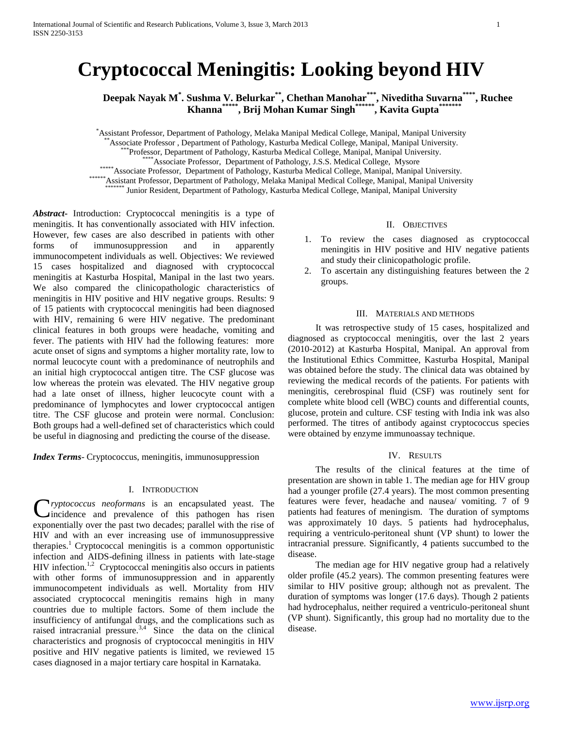# Cryptococcal Meningitis: Looking beyond HIV

**Deepak Nayak M[*]. Sushma V. Belurkar[**], Chethan Manohar[***], Niveditha Suvarna[****], Ruchee Khanna[*****], Brij Mohan Kumar Singh[******], Kavita Gupta[*******]**

[*]Assistant Professor, Department of Pathology, Melaka Manipal Medical College, Manipal, Manipal University
[**]Associate Professor , Department of Pathology, Kasturba Medical College, Manipal, Manipal University.
[***]Professor, Department of Pathology, Kasturba Medical College, Manipal, Manipal University.
[****]Associate Professor, Department of Pathology, J.S.S. Medical College, Mysore
[*****]Associate Professor, Department of Pathology, Kasturba Medical College, Manipal, Manipal University.
[******]Assistant Professor, Department of Pathology, Melaka Manipal Medical College, Manipal, Manipal University
[*******] Junior Resident, Department of Pathology, Kasturba Medical College, Manipal, Manipal University

***Abstract*-** Introduction: Cryptococcal meningitis is a type of meningitis. It has conventionally associated with HIV infection. However, few cases are also described in patients with other forms of immunosuppression and in apparently immunocompetent individuals as well. Objectives: We reviewed 15 cases hospitalized and diagnosed with cryptococcal meningitis at Kasturba Hospital, Manipal in the last two years. We also compared the clinicopathologic characteristics of meningitis in HIV positive and HIV negative groups. Results: 9 of 15 patients with cryptococcal meningitis had been diagnosed with HIV, remaining 6 were HIV negative. The predominant clinical features in both groups were headache, vomiting and fever. The patients with HIV had the following features: more acute onset of signs and symptoms a higher mortality rate, low to normal leucocyte count with a predominance of neutrophils and an initial high cryptococcal antigen titre. The CSF glucose was low whereas the protein was elevated. The HIV negative group had a late onset of illness, higher leucocyte count with a predominance of lymphocytes and lower cryptococcal antigen titre. The CSF glucose and protein were normal. Conclusion: Both groups had a well-defined set of characteristics which could be useful in diagnosing and predicting the course of the disease.

***Index Terms*-** Cryptococcus, meningitis, immunosuppression

## I. Introduction

*Cryptococcus neoformans* is an encapsulated yeast. The incidence and prevalence of this pathogen has risen exponentially over the past two decades; parallel with the rise of HIV and with an ever increasing use of immunosuppressive therapies.[1] Cryptococcal meningitis is a common opportunistic infection and AIDS-defining illness in patients with late-stage HIV infection.[1,2] Cryptococcal meningitis also occurs in patients with other forms of immunosuppression and in apparently immunocompetent individuals as well. Mortality from HIV associated cryptococcal meningitis remains high in many countries due to multiple factors. Some of them include the insufficiency of antifungal drugs, and the complications such as raised intracranial pressure.[3,4] Since the data on the clinical characteristics and prognosis of cryptococcal meningitis in HIV positive and HIV negative patients is limited, we reviewed 15 cases diagnosed in a major tertiary care hospital in Karnataka.

## II. Objectives

1. To review the cases diagnosed as cryptococcal meningitis in HIV positive and HIV negative patients and study their clinicopathologic profile.
2. To ascertain any distinguishing features between the 2 groups.

## III. Materials and Methods

It was retrospective study of 15 cases, hospitalized and diagnosed as cryptococcal meningitis, over the last 2 years (2010-2012) at Kasturba Hospital, Manipal. An approval from the Institutional Ethics Committee, Kasturba Hospital, Manipal was obtained before the study. The clinical data was obtained by reviewing the medical records of the patients. For patients with meningitis, cerebrospinal fluid (CSF) was routinely sent for complete white blood cell (WBC) counts and differential counts, glucose, protein and culture. CSF testing with India ink was also performed. The titres of antibody against cryptococcus species were obtained by enzyme immunoassay technique.

## IV. Results

The results of the clinical features at the time of presentation are shown in table 1. The median age for HIV group had a younger profile (27.4 years). The most common presenting features were fever, headache and nausea/ vomiting. 7 of 9 patients had features of meningism. The duration of symptoms was approximately 10 days. 5 patients had hydrocephalus, requiring a ventriculo-peritoneal shunt (VP shunt) to lower the intracranial pressure. Significantly, 4 patients succumbed to the disease.

The median age for HIV negative group had a relatively older profile (45.2 years). The common presenting features were similar to HIV positive group; although not as prevalent. The duration of symptoms was longer (17.6 days). Though 2 patients had hydrocephalus, neither required a ventriculo-peritoneal shunt (VP shunt). Significantly, this group had no mortality due to the disease.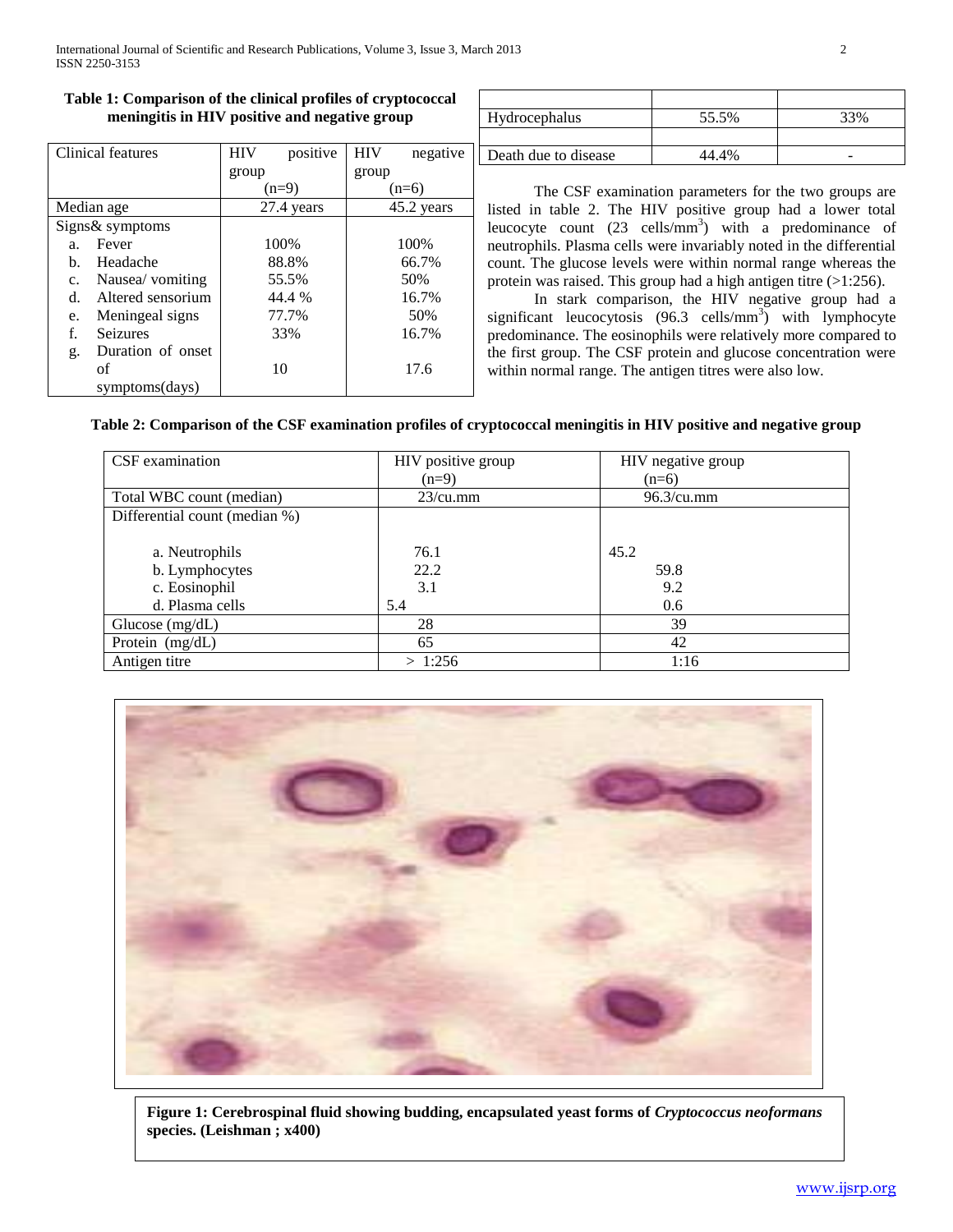**Table 1: Comparison of the clinical profiles of cryptococcal meningitis in HIV positive and negative group**

| Clinical features | HIV positive group (n=9) | HIV negative group (n=6) |
|---|---|---|
| Median age | 27.4 years | 45.2 years |
| Signs& symptoms | | |
| a. Fever | 100% | 100% |
| b. Headache | 88.8% | 66.7% |
| c. Nausea/ vomiting | 55.5% | 50% |
| d. Altered sensorium | 44.4 % | 16.7% |
| e. Meningeal signs | 77.7% | 50% |
| f. Seizures | 33% | 16.7% |
| g. Duration of onset of symptoms(days) | 10 | 17.6 |
| Hydrocephalus | 55.5% | 33% |
| Death due to disease | 44.4% | - |

The CSF examination parameters for the two groups are listed in table 2. The HIV positive group had a lower total leucocyte count (23 cells/$mm^3$) with a predominance of neutrophils. Plasma cells were invariably noted in the differential count. The glucose levels were within normal range whereas the protein was raised. This group had a high antigen titre (>1:256).

In stark comparison, the HIV negative group had a significant leucocytosis (96.3 cells/$mm^3$) with lymphocyte predominance. The eosinophils were relatively more compared to the first group. The CSF protein and glucose concentration were within normal range. The antigen titres were also low.

**Table 2: Comparison of the CSF examination profiles of cryptococcal meningitis in HIV positive and negative group**

| CSF examination | HIV positive group (n=9) | HIV negative group (n=6) |
|---|---|---|
| Total WBC count (median) | 23/cu.mm | 96.3/cu.mm |
| Differential count (median %) | | |
| a. Neutrophils | 76.1 | 45.2 |
| b. Lymphocytes | 22.2 | 59.8 |
| c. Eosinophil | 3.1 | 9.2 |
| d. Plasma cells | 5.4 | 0.6 |
| Glucose (mg/dL) | 28 | 39 |
| Protein (mg/dL) | 65 | 42 |
| Antigen titre | > 1:256 | 1:16 |

**Figure 1: Cerebrospinal fluid showing budding, encapsulated yeast forms of *Cryptococcus neoformans* species. (Leishman ; x400)**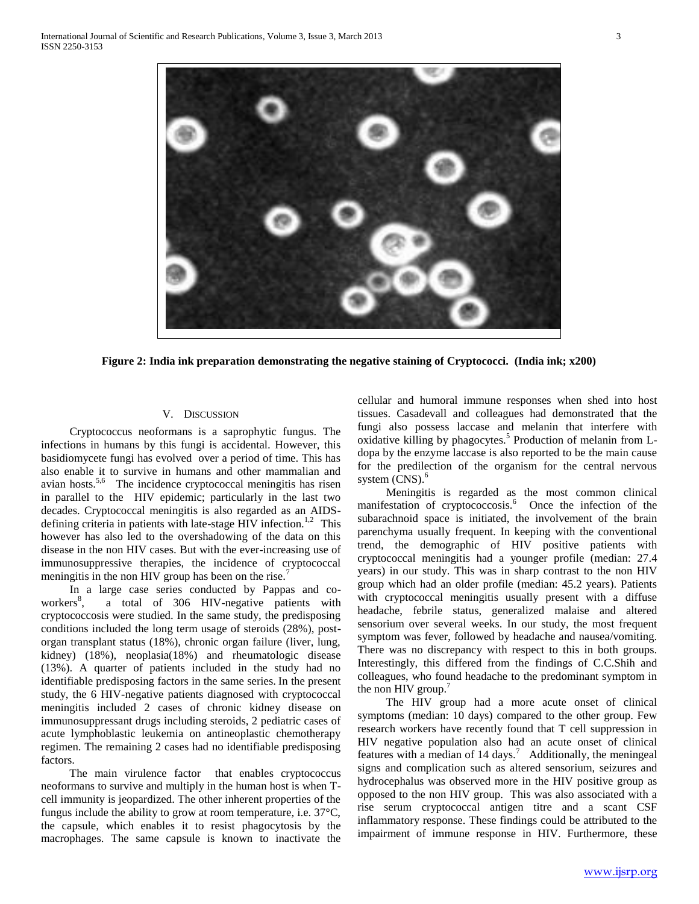**Figure 2: India ink preparation demonstrating the negative staining of Cryptococci. (India ink; x200)**

## V. Discussion

Cryptococcus neoformans is a saprophytic fungus. The infections in humans by this fungi is accidental. However, this basidiomycete fungi has evolved over a period of time. This has also enable it to survive in humans and other mammalian and avian hosts.[5,6] The incidence cryptococcal meningitis has risen in parallel to the HIV epidemic; particularly in the last two decades. Cryptococcal meningitis is also regarded as an AIDS-defining criteria in patients with late-stage HIV infection.[1,2] This however has also led to the overshadowing of the data on this disease in the non HIV cases. But with the ever-increasing use of immunosuppressive therapies, the incidence of cryptococcal meningitis in the non HIV group has been on the rise.[7]

In a large case series conducted by Pappas and co-workers[8], a total of 306 HIV-negative patients with cryptococcosis were studied. In the same study, the predisposing conditions included the long term usage of steroids (28%), post-organ transplant status (18%), chronic organ failure (liver, lung, kidney) (18%), neoplasia(18%) and rheumatologic disease (13%). A quarter of patients included in the study had no identifiable predisposing factors in the same series. In the present study, the 6 HIV-negative patients diagnosed with cryptococcal meningitis included 2 cases of chronic kidney disease on immunosuppressant drugs including steroids, 2 pediatric cases of acute lymphoblastic leukemia on antineoplastic chemotherapy regimen. The remaining 2 cases had no identifiable predisposing factors.

The main virulence factor that enables cryptococcus neoformans to survive and multiply in the human host is when T-cell immunity is jeopardized. The other inherent properties of the fungus include the ability to grow at room temperature, i.e. 37°C, the capsule, which enables it to resist phagocytosis by the macrophages. The same capsule is known to inactivate the cellular and humoral immune responses when shed into host tissues. Casadevall and colleagues had demonstrated that the fungi also possess laccase and melanin that interfere with oxidative killing by phagocytes.[5] Production of melanin from L-dopa by the enzyme laccase is also reported to be the main cause for the predilection of the organism for the central nervous system (CNS).[6]

Meningitis is regarded as the most common clinical manifestation of cryptococcosis.[6] Once the infection of the subarachnoid space is initiated, the involvement of the brain parenchyma usually frequent. In keeping with the conventional trend, the demographic of HIV positive patients with cryptococcal meningitis had a younger profile (median: 27.4 years) in our study. This was in sharp contrast to the non HIV group which had an older profile (median: 45.2 years). Patients with cryptococcal meningitis usually present with a diffuse headache, febrile status, generalized malaise and altered sensorium over several weeks. In our study, the most frequent symptom was fever, followed by headache and nausea/vomiting. There was no discrepancy with respect to this in both groups. Interestingly, this differed from the findings of C.C.Shih and colleagues, who found headache to the predominant symptom in the non HIV group.[7]

The HIV group had a more acute onset of clinical symptoms (median: 10 days) compared to the other group. Few research workers have recently found that T cell suppression in HIV negative population also had an acute onset of clinical features with a median of 14 days.[7] Additionally, the meningeal signs and complication such as altered sensorium, seizures and hydrocephalus was observed more in the HIV positive group as opposed to the non HIV group. This was also associated with a rise serum cryptococcal antigen titre and a scant CSF inflammatory response. These findings could be attributed to the impairment of immune response in HIV. Furthermore, these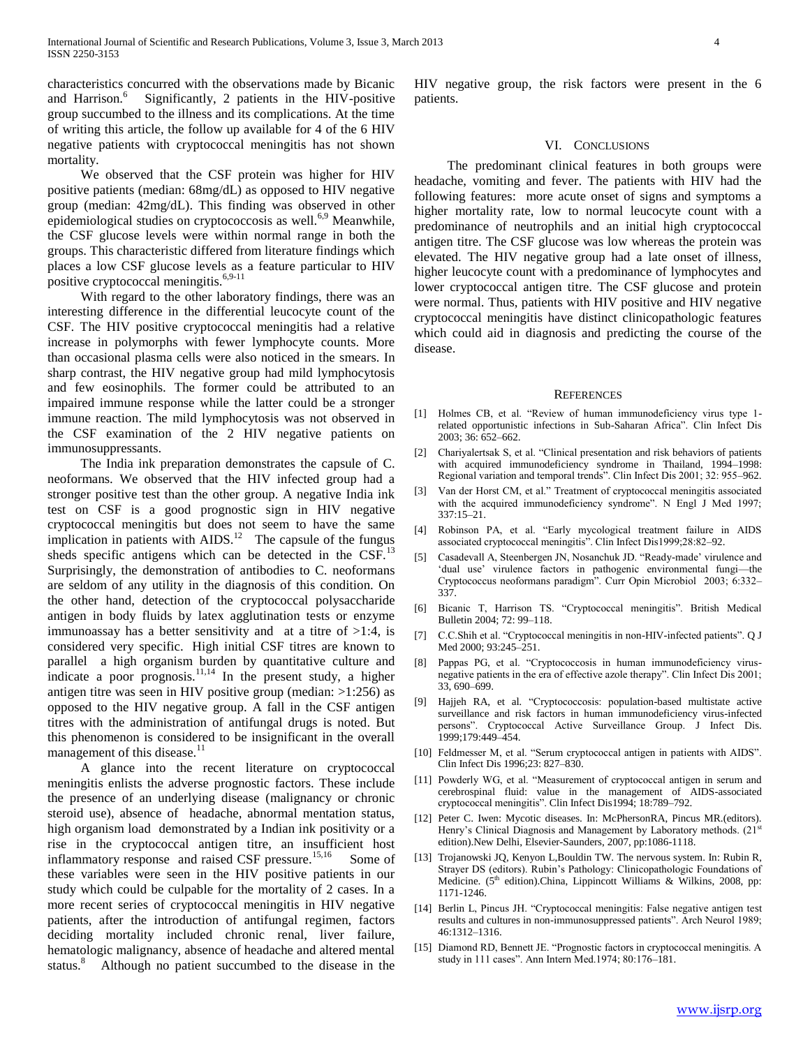characteristics concurred with the observations made by Bicanic and Harrison.[6] Significantly, 2 patients in the HIV-positive group succumbed to the illness and its complications. At the time of writing this article, the follow up available for 4 of the 6 HIV negative patients with cryptococcal meningitis has not shown mortality.

We observed that the CSF protein was higher for HIV positive patients (median: 68mg/dL) as opposed to HIV negative group (median: 42mg/dL). This finding was observed in other epidemiological studies on cryptococcosis as well.[6,9] Meanwhile, the CSF glucose levels were within normal range in both the groups. This characteristic differed from literature findings which places a low CSF glucose levels as a feature particular to HIV positive cryptococcal meningitis.[6,9-11]

With regard to the other laboratory findings, there was an interesting difference in the differential leucocyte count of the CSF. The HIV positive cryptococcal meningitis had a relative increase in polymorphs with fewer lymphocyte counts. More than occasional plasma cells were also noticed in the smears. In sharp contrast, the HIV negative group had mild lymphocytosis and few eosinophils. The former could be attributed to an impaired immune response while the latter could be a stronger immune reaction. The mild lymphocytosis was not observed in the CSF examination of the 2 HIV negative patients on immunosuppressants.

The India ink preparation demonstrates the capsule of C. neoformans. We observed that the HIV infected group had a stronger positive test than the other group. A negative India ink test on CSF is a good prognostic sign in HIV negative cryptococcal meningitis but does not seem to have the same implication in patients with AIDS.[12] The capsule of the fungus sheds specific antigens which can be detected in the CSF.[13] Surprisingly, the demonstration of antibodies to C. neoformans are seldom of any utility in the diagnosis of this condition. On the other hand, detection of the cryptococcal polysaccharide antigen in body fluids by latex agglutination tests or enzyme immunoassay has a better sensitivity and at a titre of >1:4, is considered very specific. High initial CSF titres are known to parallel a high organism burden by quantitative culture and indicate a poor prognosis.[11,14] In the present study, a higher antigen titre was seen in HIV positive group (median: >1:256) as opposed to the HIV negative group. A fall in the CSF antigen titres with the administration of antifungal drugs is noted. But this phenomenon is considered to be insignificant in the overall management of this disease.[11]

A glance into the recent literature on cryptococcal meningitis enlists the adverse prognostic factors. These include the presence of an underlying disease (malignancy or chronic steroid use), absence of headache, abnormal mentation status, high organism load demonstrated by a Indian ink positivity or a rise in the cryptococcal antigen titre, an insufficient host inflammatory response and raised CSF pressure.[15,16] Some of these variables were seen in the HIV positive patients in our study which could be culpable for the mortality of 2 cases. In a more recent series of cryptococcal meningitis in HIV negative patients, after the introduction of antifungal regimen, factors deciding mortality included chronic renal, liver failure, hematologic malignancy, absence of headache and altered mental status.[8] Although no patient succumbed to the disease in the HIV negative group, the risk factors were present in the 6 patients.

## VI. Conclusions

The predominant clinical features in both groups were headache, vomiting and fever. The patients with HIV had the following features: more acute onset of signs and symptoms a higher mortality rate, low to normal leucocyte count with a predominance of neutrophils and an initial high cryptococcal antigen titre. The CSF glucose was low whereas the protein was elevated. The HIV negative group had a late onset of illness, higher leucocyte count with a predominance of lymphocytes and lower cryptococcal antigen titre. The CSF glucose and protein were normal. Thus, patients with HIV positive and HIV negative cryptococcal meningitis have distinct clinicopathologic features which could aid in diagnosis and predicting the course of the disease.

## References

[1] Holmes CB, et al. "Review of human immunodeficiency virus type 1-related opportunistic infections in Sub-Saharan Africa". Clin Infect Dis 2003; 36: 652–662.

[2] Chariyalertsak S, et al. "Clinical presentation and risk behaviors of patients with acquired immunodeficiency syndrome in Thailand, 1994–1998: Regional variation and temporal trends". Clin Infect Dis 2001; 32: 955–962.

[3] Van der Horst CM, et al." Treatment of cryptococcal meningitis associated with the acquired immunodeficiency syndrome". N Engl J Med 1997; 337:15–21.

[4] Robinson PA, et al. "Early mycological treatment failure in AIDS associated cryptococcal meningitis". Clin Infect Dis1999;28:82–92.

[5] Casadevall A, Steenbergen JN, Nosanchuk JD. "Ready-made' virulence and 'dual use' virulence factors in pathogenic environmental fungi—the Cryptococcus neoformans paradigm". Curr Opin Microbiol 2003; 6:332–337.

[6] Bicanic T, Harrison TS. "Cryptococcal meningitis". British Medical Bulletin 2004; 72: 99–118.

[7] C.C.Shih et al. "Cryptococcal meningitis in non-HIV-infected patients". Q J Med 2000; 93:245–251.

[8] Pappas PG, et al. "Cryptococcosis in human immunodeficiency virus-negative patients in the era of effective azole therapy". Clin Infect Dis 2001; 33, 690–699.

[9] Hajjeh RA, et al. "Cryptococcosis: population-based multistate active surveillance and risk factors in human immunodeficiency virus-infected persons". Cryptococcal Active Surveillance Group. J Infect Dis. 1999;179:449–454.

[10] Feldmesser M, et al. "Serum cryptococcal antigen in patients with AIDS". Clin Infect Dis 1996;23: 827–830.

[11] Powderly WG, et al. "Measurement of cryptococcal antigen in serum and cerebrospinal fluid: value in the management of AIDS-associated cryptococcal meningitis". Clin Infect Dis1994; 18:789–792.

[12] Peter C. Iwen: Mycotic diseases. In: McPhersonRA, Pincus MR.(editors). Henry's Clinical Diagnosis and Management by Laboratory methods. (21st edition).New Delhi, Elsevier-Saunders, 2007, pp:1086-1118.

[13] Trojanowski JQ, Kenyon L,Bouldin TW. The nervous system. In: Rubin R, Strayer DS (editors). Rubin's Pathology: Clinicopathologic Foundations of Medicine. (5th edition).China, Lippincott Williams & Wilkins, 2008, pp: 1171-1246.

[14] Berlin L, Pincus JH. "Cryptococcal meningitis: False negative antigen test results and cultures in non-immunosuppressed patients". Arch Neurol 1989; 46:1312–1316.

[15] Diamond RD, Bennett JE. "Prognostic factors in cryptococcal meningitis. A study in 111 cases". Ann Intern Med.1974; 80:176–181.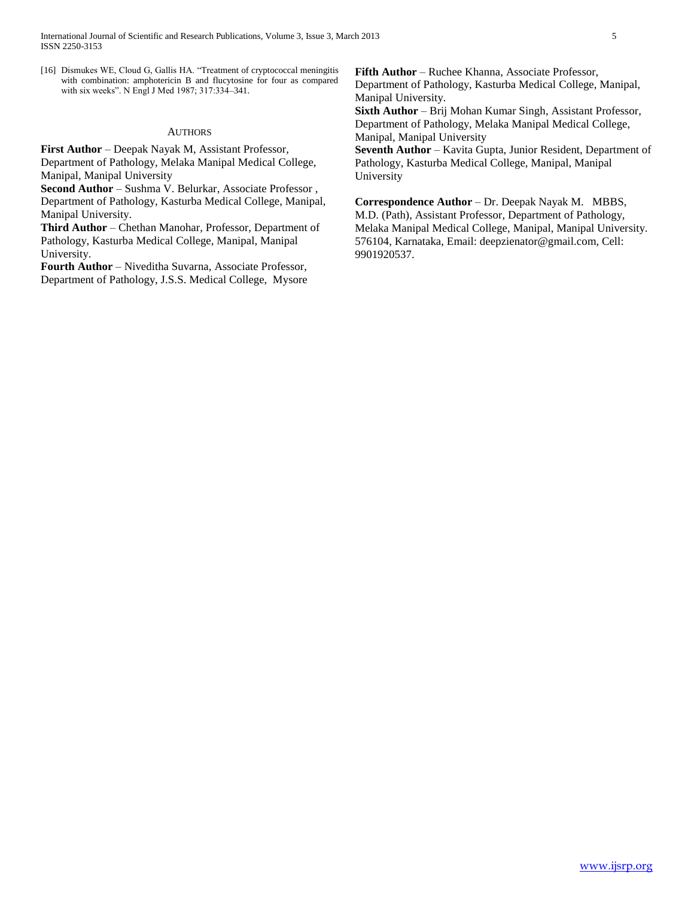[16] Dismukes WE, Cloud G, Gallis HA. "Treatment of cryptococcal meningitis with combination: amphotericin B and flucytosine for four as compared with six weeks". N Engl J Med 1987; 317:334–341.

## AUTHORS

**First Author** – Deepak Nayak M, Assistant Professor, Department of Pathology, Melaka Manipal Medical College, Manipal, Manipal University

**Second Author** – Sushma V. Belurkar, Associate Professor , Department of Pathology, Kasturba Medical College, Manipal, Manipal University.

**Third Author** – Chethan Manohar, Professor, Department of Pathology, Kasturba Medical College, Manipal, Manipal University.

**Fourth Author** – Niveditha Suvarna, Associate Professor, Department of Pathology, J.S.S. Medical College, Mysore

**Fifth Author** – Ruchee Khanna, Associate Professor, Department of Pathology, Kasturba Medical College, Manipal, Manipal University.

**Sixth Author** – Brij Mohan Kumar Singh, Assistant Professor, Department of Pathology, Melaka Manipal Medical College, Manipal, Manipal University

**Seventh Author** – Kavita Gupta, Junior Resident, Department of Pathology, Kasturba Medical College, Manipal, Manipal University

**Correspondence Author** – Dr. Deepak Nayak M. MBBS, M.D. (Path), Assistant Professor, Department of Pathology, Melaka Manipal Medical College, Manipal, Manipal University. 576104, Karnataka, Email: deepzienator@gmail.com, Cell: 9901920537.